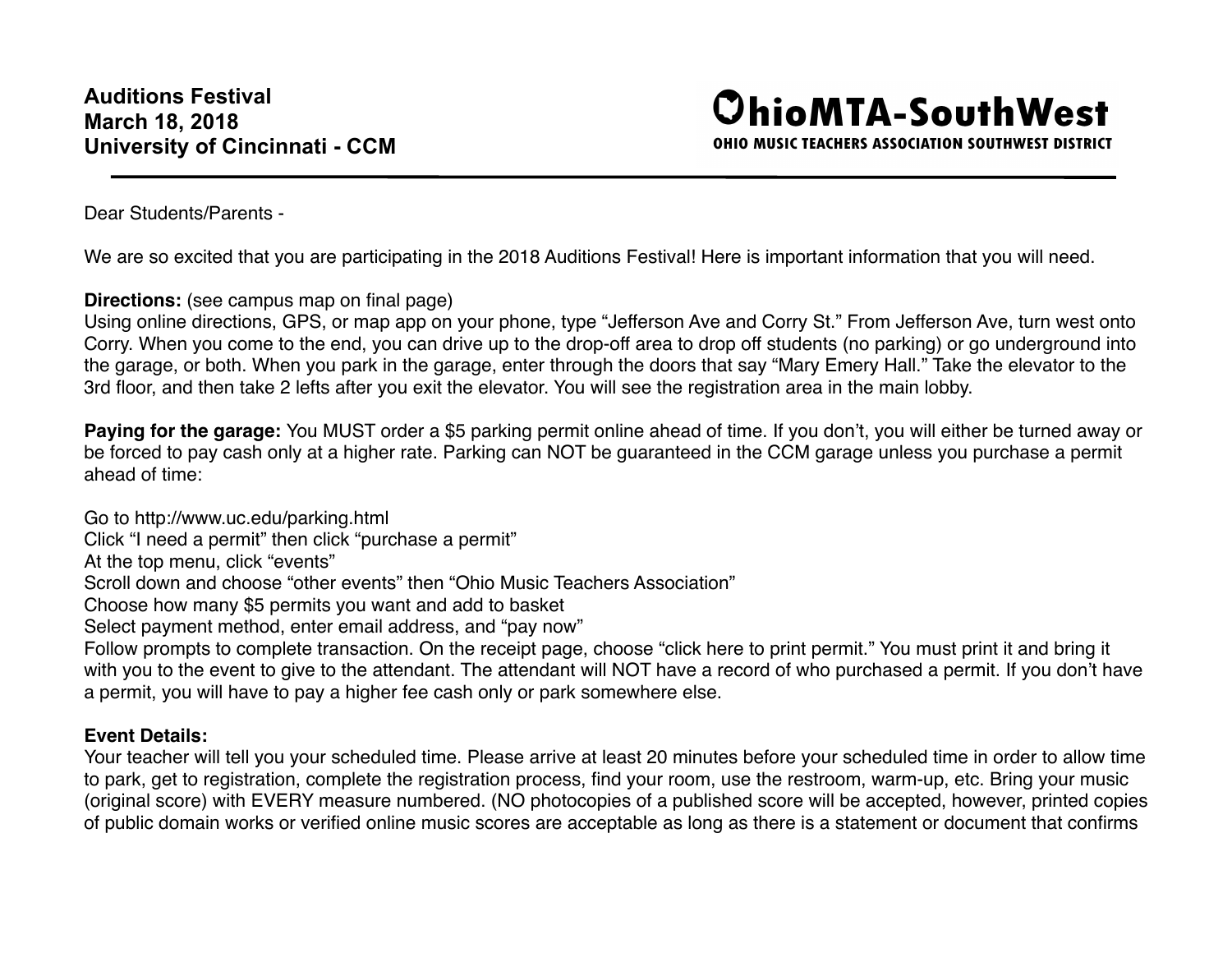**Auditions Festival**
**March 18, 2018**
**University of Cincinnati - CCM**

**OhioMTA-SouthWest**
**OHIO MUSIC TEACHERS ASSOCIATION SOUTHWEST DISTRICT**

---

Dear Students/Parents -

We are so excited that you are participating in the 2018 Auditions Festival! Here is important information that you will need.

**Directions:** (see campus map on final page)
Using online directions, GPS, or map app on your phone, type "Jefferson Ave and Corry St." From Jefferson Ave, turn west onto Corry. When you come to the end, you can drive up to the drop-off area to drop off students (no parking) or go underground into the garage, or both. When you park in the garage, enter through the doors that say "Mary Emery Hall." Take the elevator to the 3rd floor, and then take 2 lefts after you exit the elevator. You will see the registration area in the main lobby.

**Paying for the garage:** You MUST order a $5 parking permit online ahead of time. If you don't, you will either be turned away or be forced to pay cash only at a higher rate. Parking can NOT be guaranteed in the CCM garage unless you purchase a permit ahead of time:

Go to http://www.uc.edu/parking.html
Click "I need a permit" then click "purchase a permit"
At the top menu, click "events"
Scroll down and choose "other events" then "Ohio Music Teachers Association"
Choose how many $5 permits you want and add to basket
Select payment method, enter email address, and "pay now"
Follow prompts to complete transaction. On the receipt page, choose "click here to print permit." You must print it and bring it with you to the event to give to the attendant. The attendant will NOT have a record of who purchased a permit. If you don't have a permit, you will have to pay a higher fee cash only or park somewhere else.

**Event Details:**
Your teacher will tell you your scheduled time. Please arrive at least 20 minutes before your scheduled time in order to allow time to park, get to registration, complete the registration process, find your room, use the restroom, warm-up, etc. Bring your music (original score) with EVERY measure numbered. (NO photocopies of a published score will be accepted, however, printed copies of public domain works or verified online music scores are acceptable as long as there is a statement or document that confirms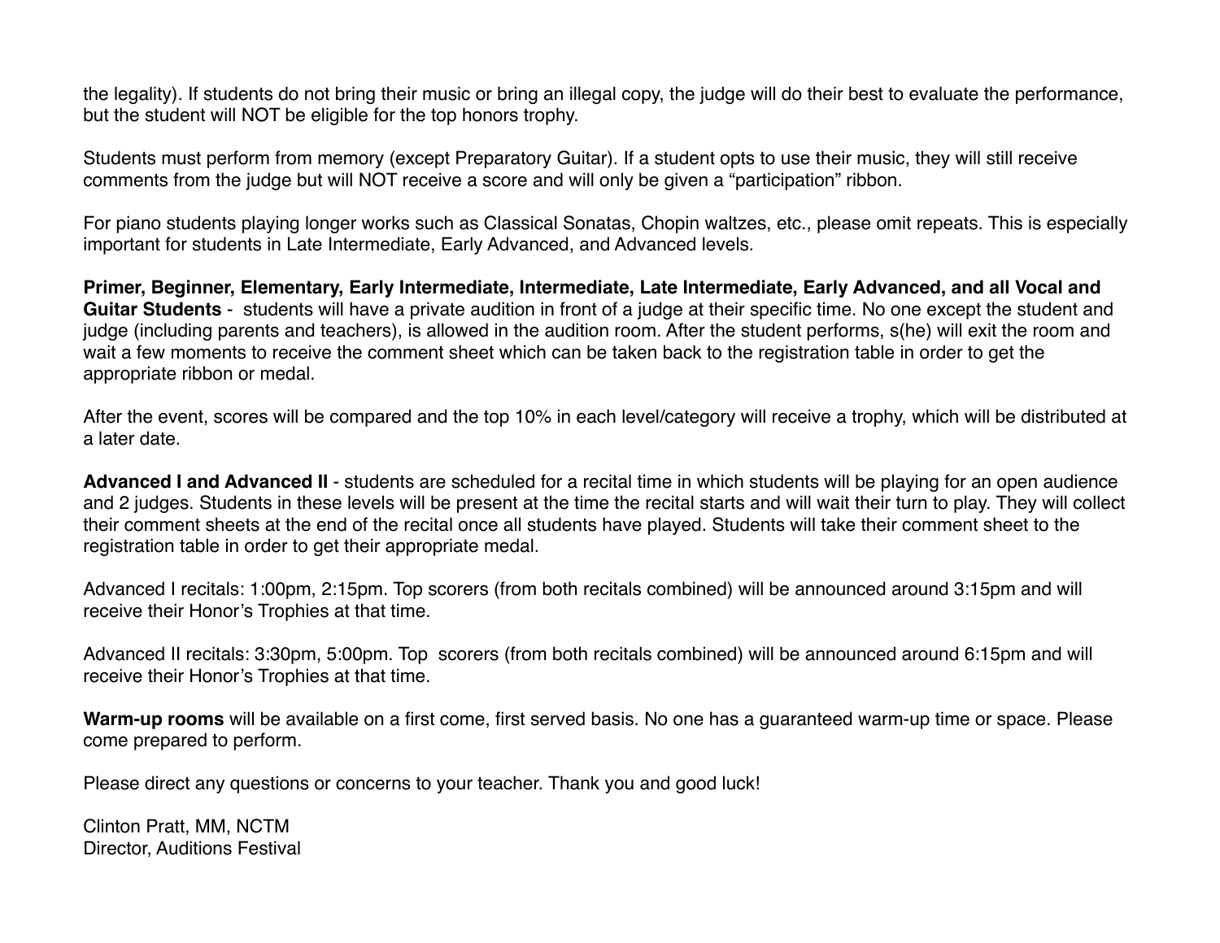the legality). If students do not bring their music or bring an illegal copy, the judge will do their best to evaluate the performance, but the student will NOT be eligible for the top honors trophy.

Students must perform from memory (except Preparatory Guitar). If a student opts to use their music, they will still receive comments from the judge but will NOT receive a score and will only be given a "participation" ribbon.

For piano students playing longer works such as Classical Sonatas, Chopin waltzes, etc., please omit repeats. This is especially important for students in Late Intermediate, Early Advanced, and Advanced levels.

**Primer, Beginner, Elementary, Early Intermediate, Intermediate, Late Intermediate, Early Advanced, and all Vocal and Guitar Students** - students will have a private audition in front of a judge at their specific time. No one except the student and judge (including parents and teachers), is allowed in the audition room. After the student performs, s(he) will exit the room and wait a few moments to receive the comment sheet which can be taken back to the registration table in order to get the appropriate ribbon or medal.

After the event, scores will be compared and the top 10% in each level/category will receive a trophy, which will be distributed at a later date.

**Advanced I and Advanced II** - students are scheduled for a recital time in which students will be playing for an open audience and 2 judges. Students in these levels will be present at the time the recital starts and will wait their turn to play. They will collect their comment sheets at the end of the recital once all students have played. Students will take their comment sheet to the registration table in order to get their appropriate medal.

Advanced I recitals: 1:00pm, 2:15pm. Top scorers (from both recitals combined) will be announced around 3:15pm and will receive their Honor's Trophies at that time.

Advanced II recitals: 3:30pm, 5:00pm. Top scorers (from both recitals combined) will be announced around 6:15pm and will receive their Honor's Trophies at that time.

**Warm-up rooms** will be available on a first come, first served basis. No one has a guaranteed warm-up time or space. Please come prepared to perform.

Please direct any questions or concerns to your teacher. Thank you and good luck!

Clinton Pratt, MM, NCTM
Director, Auditions Festival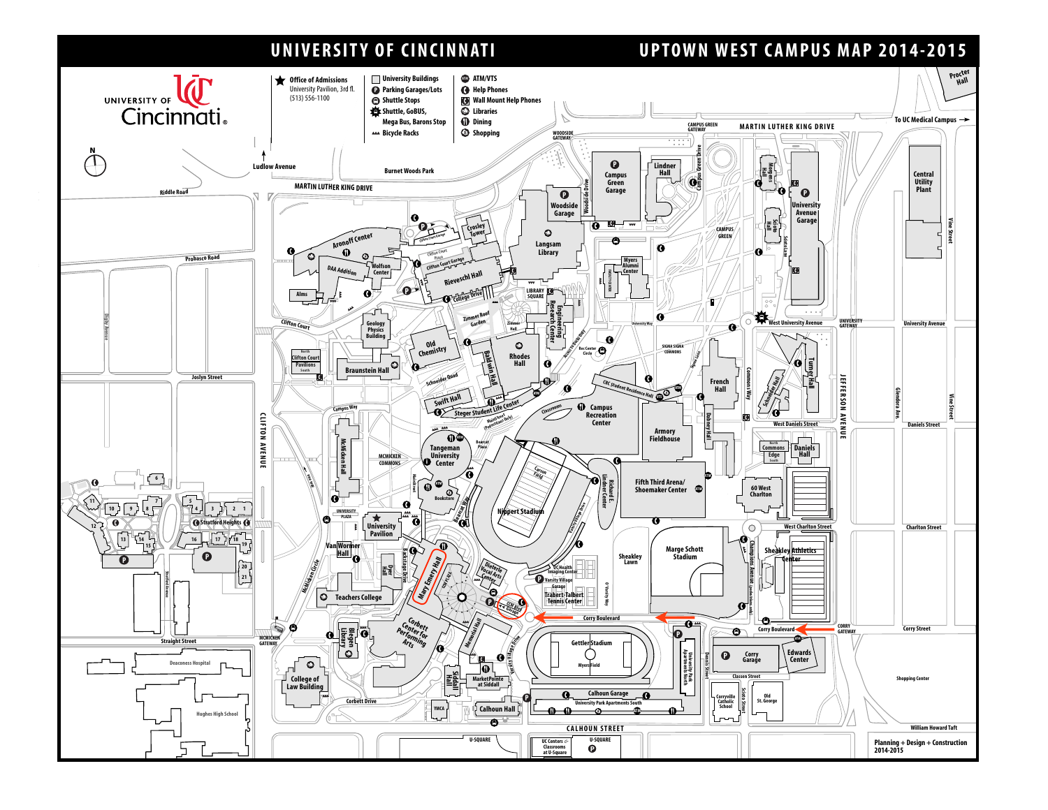# UNIVERSITY OF CINCINNATI

# UPTOWN WEST CAMPUS MAP 2014-2015

UNIVERSITY OF Cincinnati

- Office of Admissions
  University Pavilion, 3rd fl.
  (513) 556-1100

- University Buildings
- Parking Garages/Lots
- Shuttle Stops
- Shuttle, GoBUS, Mega Bus, Barons Stop
- Bicycle Racks

- ATM/VTS
- Help Phones
- Wall Mount Help Phones
- Libraries
- Dining
- Shopping

N

Ludlow Avenue
Burnet Woods Park
Riddle Road
MARTIN LUTHER KING DRIVE
WOODSIDE GATEWAY
CAMPUS GREEN GATEWAY
MARTIN LUTHER KING DRIVE
To UC Medical Campus →
Procter Hall
Campus Green Garage
Lindner Hall
Campus Green Drive
Woodside Garage
Woodside Drive
Morgens Hall
Scioto Hall
University Avenue Garage
Central Utility Plant
Vine Street
Crosley Tower
Clifton Court Garage
Aronoff Center
Langsam Library
CAMPUS GREEN
Probasco Road
Clifton Court Plaza
Clifton Court Garage
DAA Addition
Wolfson Center
Rieveschi Hall
Myers Alumni Center
Alms
College Drive
LIBRARY SQUARE
Engineering Research Center
Zimmer Roof Garden
Zimmer Hall
Clifton Court
Geology Physics Building
Old Chemistry
Baldwin Hall
Rhodes Hall
Rec Center Circle
University Way
West University Avenue
UNIVERSITY GATEWAY
University Avenue
North Clifton Court Pavilions South
Braunstein Hall
SIGMA SIGMA COMMONS
Sigma Lane
Joslyn Street
Schneider Quad
CRC Student Residence Hall
French Hall
Commons Way
Turner Hall
Schneider Hall
Swift Hall
Steger Student Life Center
Main Street (Pedestrian Only)
Classrooms
Campus Recreation Center
JEFFERSON AVENUE
Glendora Ave.
Vine Street
Campus Way
West Daniels Street
Daniels Street
CLIFTON AVENUE
McMicken Hall
MCMICKEN COMMONS
Tangeman University Center
Bearcat Plaza
Armory Fieldhouse
Dabney Hall
North Commons Edge South
Daniels Hall
Carson Field
Nippert Stadium
Richard E. Lindner Center
Fifth Third Arena/ Shoemaker Center
60 West Charlton
Bookstore
UNIVERSITY PLAZA
University Pavilion
Bearcat Way
West Charlton Street
Charlton Street
Stratford Heights
Van Wormer Hall
Dyer Hall
Backstage Drive
Mary Emery Hall
Dieterle Vocal Arts Center
Sheakley Lawn
Marge Schott Stadium
Sheakley Athletics Center
Champions Avenue
UC Health Imaging Center
Varsity Village Garage
Trabert-Talbert Tennis Center
O'Varsity Way
McMicken Circle
Teachers College
CCM Blvd Garage
Corry Boulevard
Corry Boulevard
CORRY GATEWAY
Corry Street
Straight Street
MCMICKEN GATEWAY
Blegen Library
Corbett Center for Performing Arts
Memorial Hall
Gettler Stadium
Myers Field
University Park Apartments North
Dennis Street
Corry Garage
Edwards Center
Deaconess Hospital
College of Law Building
Siddall Hall
MarketPointe at Siddall
Classen Street
Corryville Catholic School
Old St. George
Shopping Center
Hughes High School
Corbett Drive
YMCA
Calhoun Hall
Calhoun Garage
University Park Apartments South
CALHOUN STREET
William Howard Taft
U-SQUARE
UC Centers & Classrooms at U-Square
U-SQUARE

Planning + Design + Construction
2014-2015